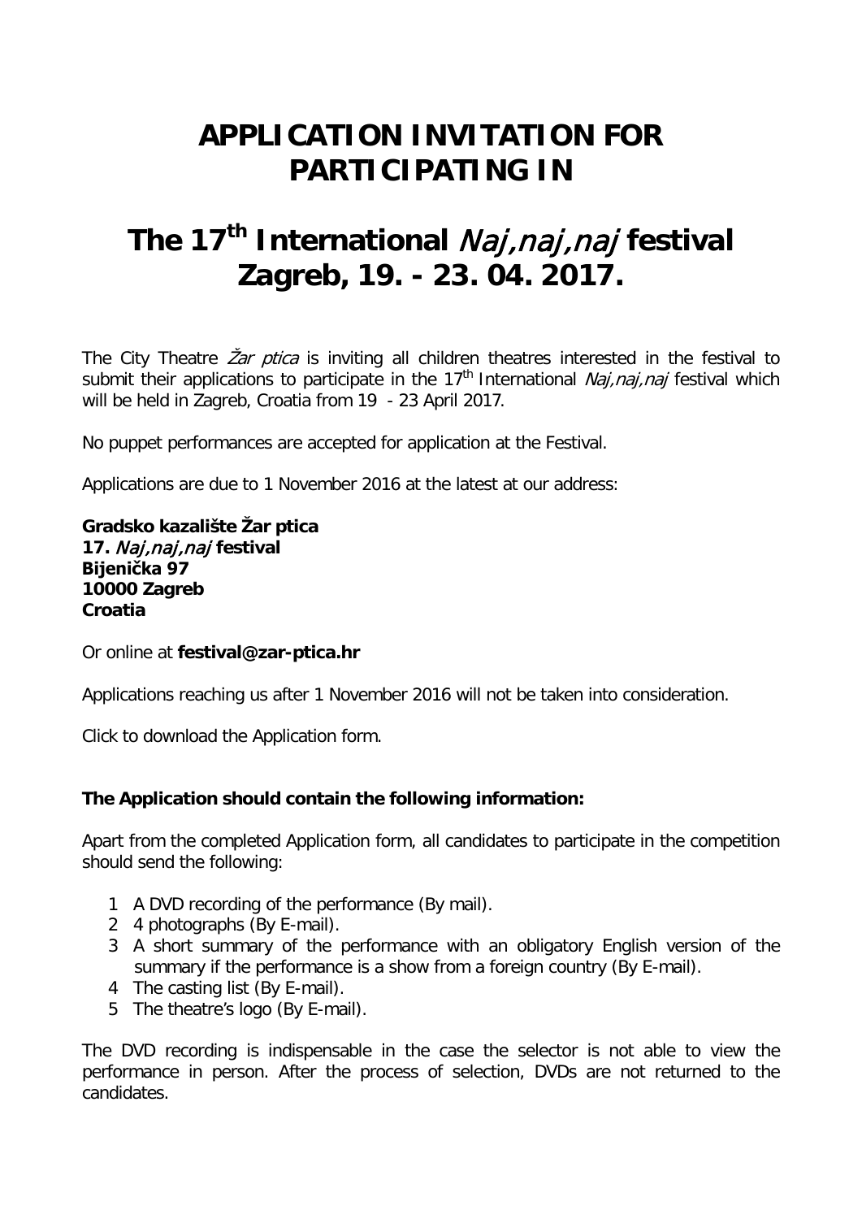# APPLICATION INVITATION FOR PARTICIPATING IN

# The 17th International *Naj,naj,naj* festival Zagreb, 19. - 23. 04. 2017.

The City Theatre *Žar ptica* is inviting all children theatres interested in the festival to submit their applications to participate in the 17th International *Naj,naj,naj* festival which will be held in Zagreb, Croatia from 19 - 23 April 2017.

No puppet performances are accepted for application at the Festival.

Applications are due to 1 November 2016 at the latest at our address:

**Gradsko kazalište Žar ptica**
**17. *Naj,naj,naj* festival**
**Bijenička 97**
**10000 Zagreb**
**Croatia**

Or online at **festival@zar-ptica.hr**

Applications reaching us after 1 November 2016 will not be taken into consideration.

Click to download the Application form.

**The Application should contain the following information:**

Apart from the completed Application form, all candidates to participate in the competition should send the following:

1. A DVD recording of the performance (By mail).
2. 4 photographs (By E-mail).
3. A short summary of the performance with an obligatory English version of the summary if the performance is a show from a foreign country (By E-mail).
4. The casting list (By E-mail).
5. The theatre's logo (By E-mail).

The DVD recording is indispensable in the case the selector is not able to view the performance in person. After the process of selection, DVDs are not returned to the candidates.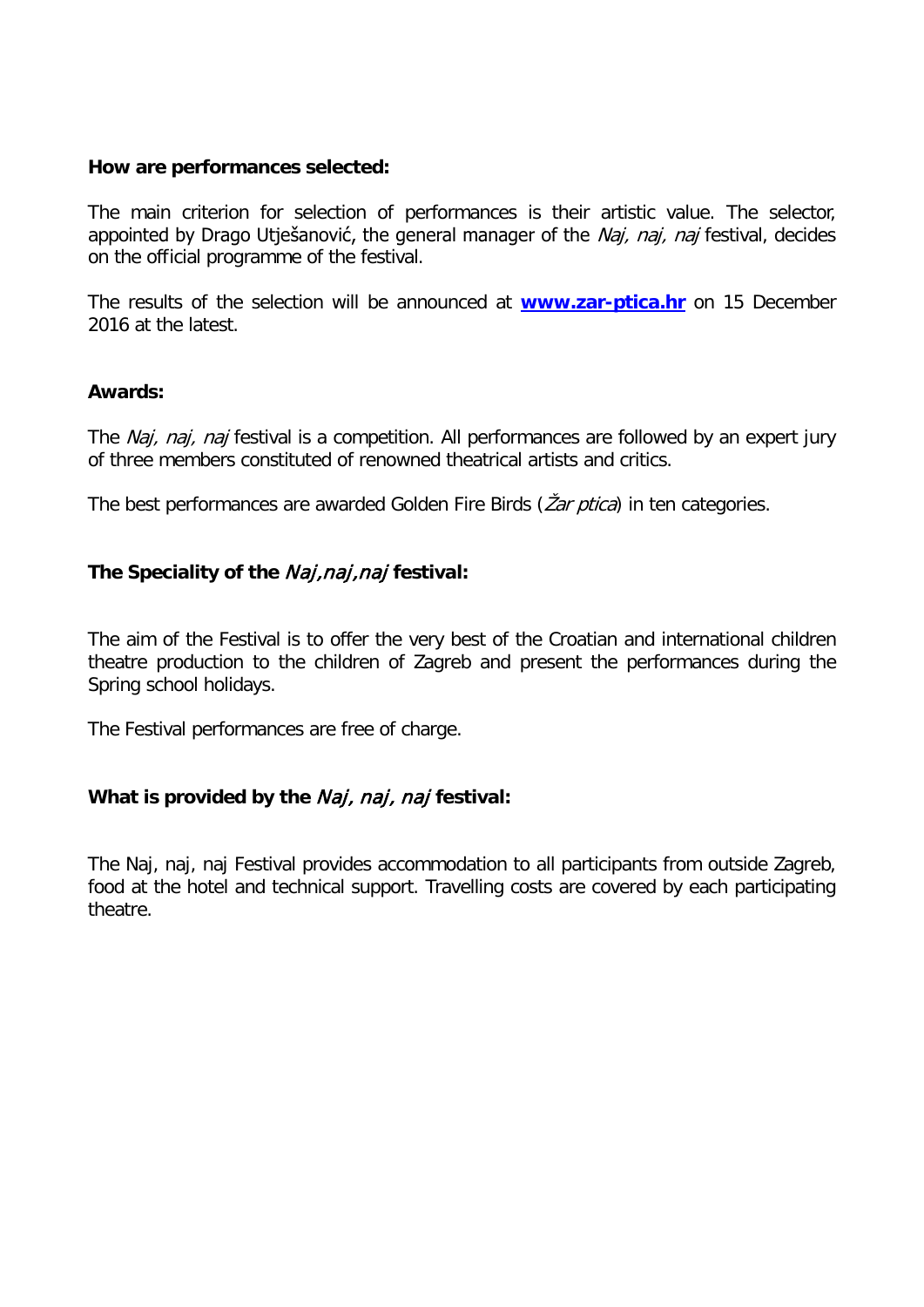**How are performances selected:**

The main criterion for selection of performances is their artistic value. The selector, appointed by Drago Utješanović, the general manager of the *Naj, naj, naj* festival, decides on the official programme of the festival.

The results of the selection will be announced at **www.zar-ptica.hr** on 15 December 2016 at the latest.

**Awards:**

The *Naj, naj, naj* festival is a competition. All performances are followed by an expert jury of three members constituted of renowned theatrical artists and critics.

The best performances are awarded Golden Fire Birds (*Žar ptica*) in ten categories.

**The Speciality of the *Naj,naj,naj* festival:**

The aim of the Festival is to offer the very best of the Croatian and international children theatre production to the children of Zagreb and present the performances during the Spring school holidays.

The Festival performances are free of charge.

**What is provided by the *Naj, naj, naj* festival:**

The Naj, naj, naj Festival provides accommodation to all participants from outside Zagreb, food at the hotel and technical support. Travelling costs are covered by each participating theatre.